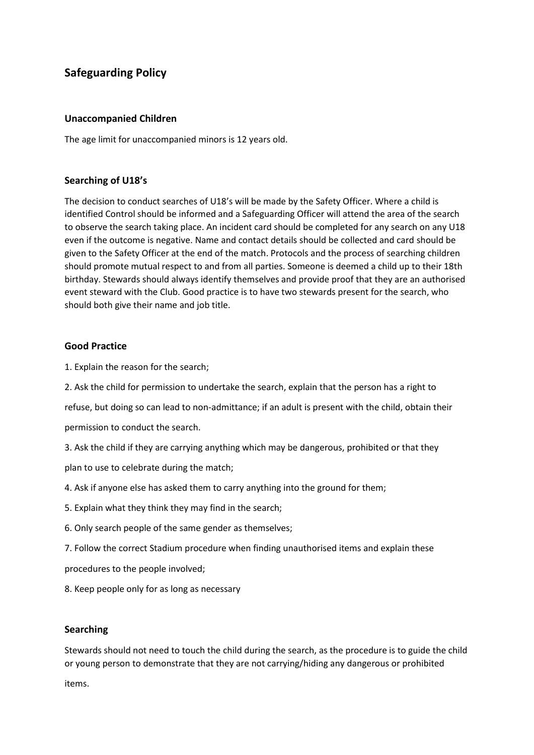# Safeguarding Policy

## Unaccompanied Children

The age limit for unaccompanied minors is 12 years old.

## Searching of U18's

The decision to conduct searches of U18's will be made by the Safety Officer. Where a child is identified Control should be informed and a Safeguarding Officer will attend the area of the search to observe the search taking place. An incident card should be completed for any search on any U18 even if the outcome is negative. Name and contact details should be collected and card should be given to the Safety Officer at the end of the match. Protocols and the process of searching children should promote mutual respect to and from all parties. Someone is deemed a child up to their 18th birthday. Stewards should always identify themselves and provide proof that they are an authorised event steward with the Club. Good practice is to have two stewards present for the search, who should both give their name and job title.

## Good Practice

1. Explain the reason for the search;
2. Ask the child for permission to undertake the search, explain that the person has a right to refuse, but doing so can lead to non-admittance; if an adult is present with the child, obtain their permission to conduct the search.
3. Ask the child if they are carrying anything which may be dangerous, prohibited or that they plan to use to celebrate during the match;
4. Ask if anyone else has asked them to carry anything into the ground for them;
5. Explain what they think they may find in the search;
6. Only search people of the same gender as themselves;
7. Follow the correct Stadium procedure when finding unauthorised items and explain these procedures to the people involved;
8. Keep people only for as long as necessary

## Searching

Stewards should not need to touch the child during the search, as the procedure is to guide the child or young person to demonstrate that they are not carrying/hiding any dangerous or prohibited items.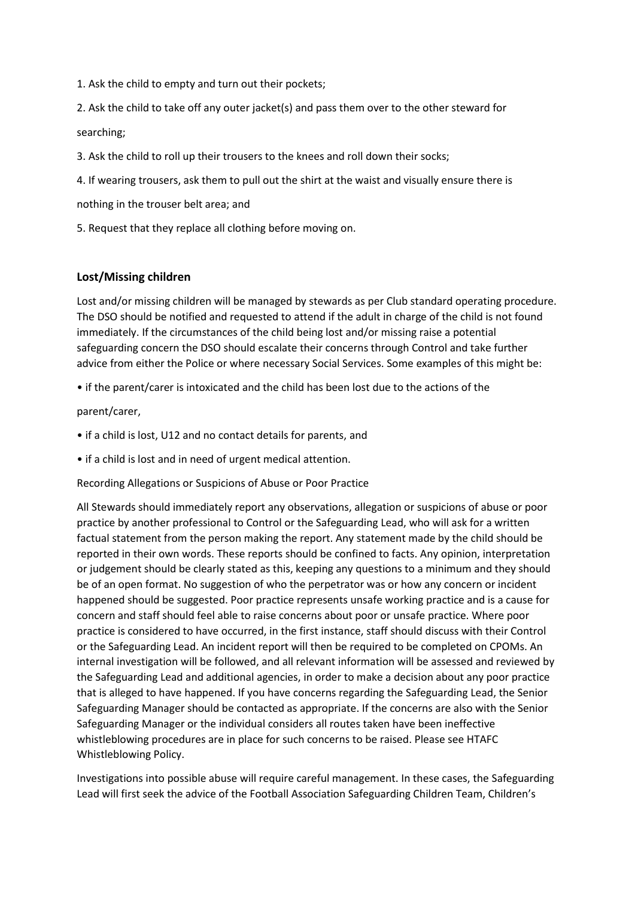1. Ask the child to empty and turn out their pockets;

2. Ask the child to take off any outer jacket(s) and pass them over to the other steward for searching;

3. Ask the child to roll up their trousers to the knees and roll down their socks;

4. If wearing trousers, ask them to pull out the shirt at the waist and visually ensure there is nothing in the trouser belt area; and

5. Request that they replace all clothing before moving on.

## Lost/Missing children

Lost and/or missing children will be managed by stewards as per Club standard operating procedure. The DSO should be notified and requested to attend if the adult in charge of the child is not found immediately. If the circumstances of the child being lost and/or missing raise a potential safeguarding concern the DSO should escalate their concerns through Control and take further advice from either the Police or where necessary Social Services. Some examples of this might be:

- if the parent/carer is intoxicated and the child has been lost due to the actions of the parent/carer,
- if a child is lost, U12 and no contact details for parents, and
- if a child is lost and in need of urgent medical attention.

Recording Allegations or Suspicions of Abuse or Poor Practice

All Stewards should immediately report any observations, allegation or suspicions of abuse or poor practice by another professional to Control or the Safeguarding Lead, who will ask for a written factual statement from the person making the report. Any statement made by the child should be reported in their own words. These reports should be confined to facts. Any opinion, interpretation or judgement should be clearly stated as this, keeping any questions to a minimum and they should be of an open format. No suggestion of who the perpetrator was or how any concern or incident happened should be suggested. Poor practice represents unsafe working practice and is a cause for concern and staff should feel able to raise concerns about poor or unsafe practice. Where poor practice is considered to have occurred, in the first instance, staff should discuss with their Control or the Safeguarding Lead. An incident report will then be required to be completed on CPOMs. An internal investigation will be followed, and all relevant information will be assessed and reviewed by the Safeguarding Lead and additional agencies, in order to make a decision about any poor practice that is alleged to have happened. If you have concerns regarding the Safeguarding Lead, the Senior Safeguarding Manager should be contacted as appropriate. If the concerns are also with the Senior Safeguarding Manager or the individual considers all routes taken have been ineffective whistleblowing procedures are in place for such concerns to be raised. Please see HTAFC Whistleblowing Policy.

Investigations into possible abuse will require careful management. In these cases, the Safeguarding Lead will first seek the advice of the Football Association Safeguarding Children Team, Children's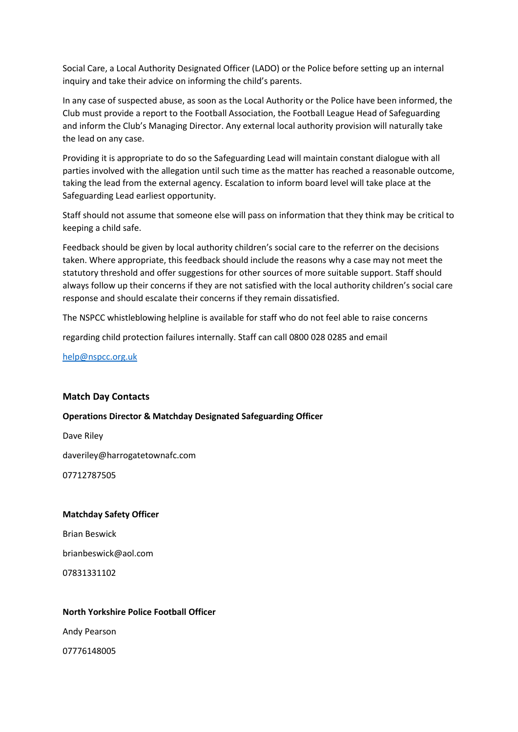Social Care, a Local Authority Designated Officer (LADO) or the Police before setting up an internal inquiry and take their advice on informing the child's parents.

In any case of suspected abuse, as soon as the Local Authority or the Police have been informed, the Club must provide a report to the Football Association, the Football League Head of Safeguarding and inform the Club's Managing Director. Any external local authority provision will naturally take the lead on any case.

Providing it is appropriate to do so the Safeguarding Lead will maintain constant dialogue with all parties involved with the allegation until such time as the matter has reached a reasonable outcome, taking the lead from the external agency. Escalation to inform board level will take place at the Safeguarding Lead earliest opportunity.

Staff should not assume that someone else will pass on information that they think may be critical to keeping a child safe.

Feedback should be given by local authority children's social care to the referrer on the decisions taken. Where appropriate, this feedback should include the reasons why a case may not meet the statutory threshold and offer suggestions for other sources of more suitable support. Staff should always follow up their concerns if they are not satisfied with the local authority children's social care response and should escalate their concerns if they remain dissatisfied.

The NSPCC whistleblowing helpline is available for staff who do not feel able to raise concerns

regarding child protection failures internally. Staff can call 0800 028 0285 and email

help@nspcc.org.uk

## Match Day Contacts

**Operations Director & Matchday Designated Safeguarding Officer**

Dave Riley

daveriley@harrogatetownafc.com

07712787505

**Matchday Safety Officer**

Brian Beswick

brianbeswick@aol.com

07831331102

**North Yorkshire Police Football Officer**

Andy Pearson

07776148005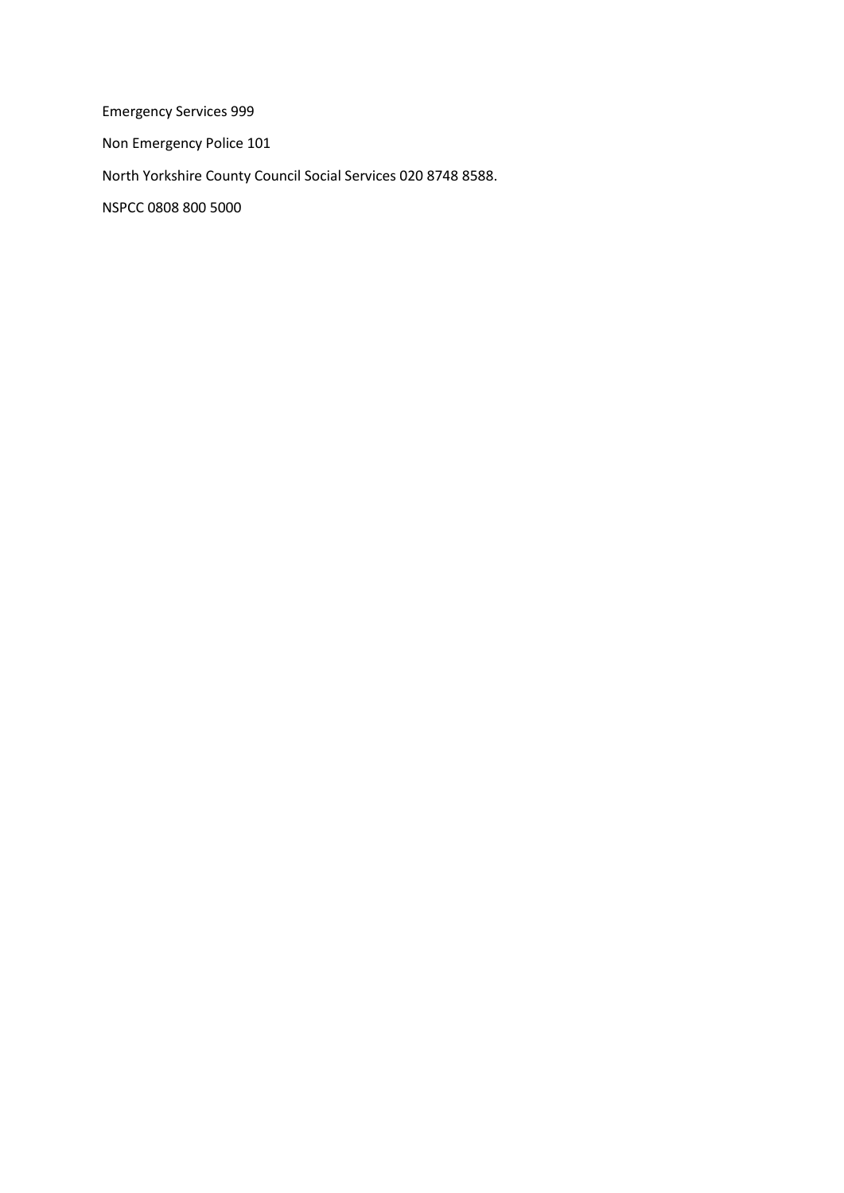Emergency Services 999

Non Emergency Police 101

North Yorkshire County Council Social Services 020 8748 8588.

NSPCC 0808 800 5000